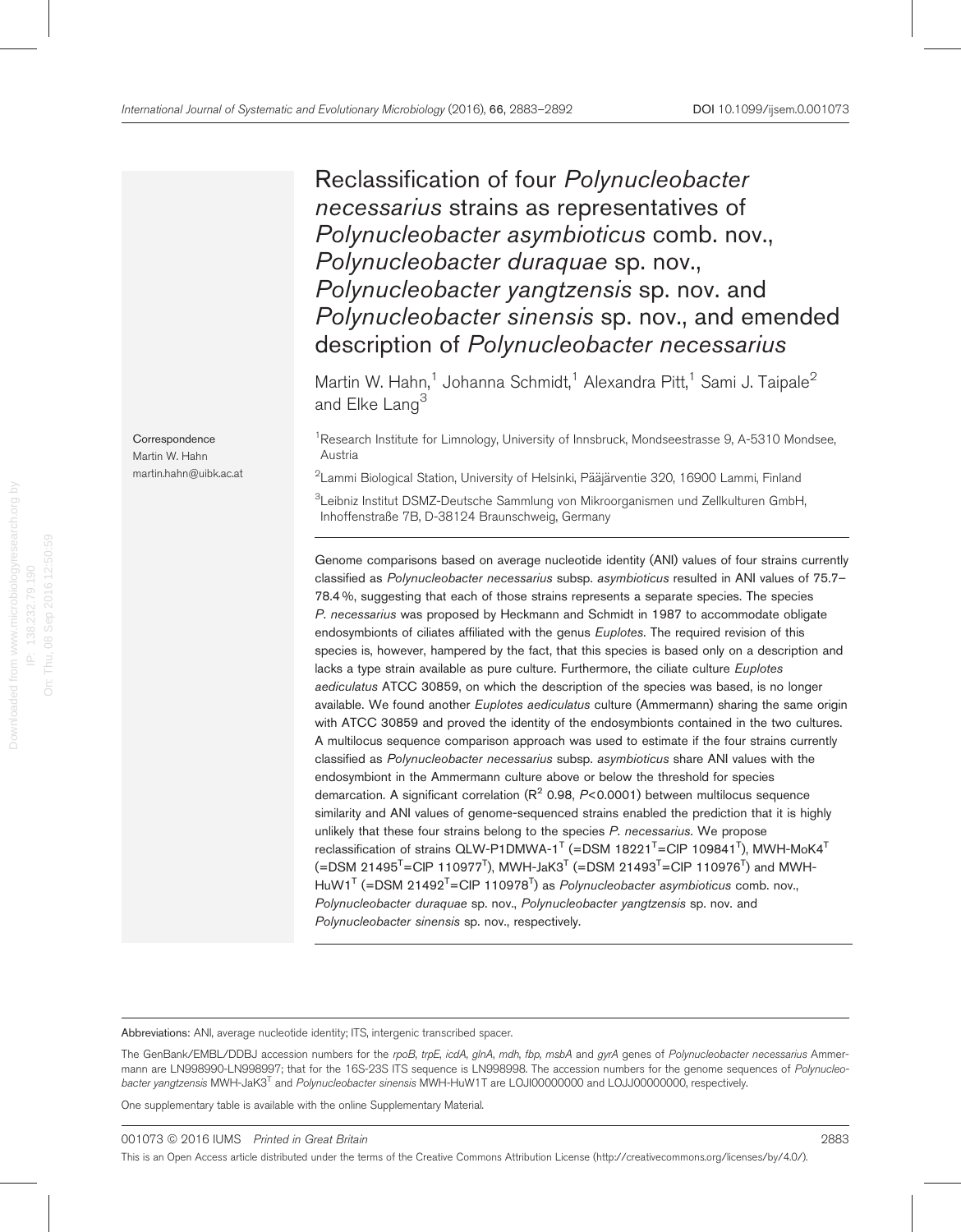# Reclassification of four *Polynucleobacter necessarius* strains as representatives of *Polynucleobacter asymbioticus* comb. nov., *Polynucleobacter duraquae* sp. nov., *Polynucleobacter yangtzensis* sp. nov. and *Polynucleobacter sinensis* sp. nov., and emended description of *Polynucleobacter necessarius*

Martin W. Hahn,[1] Johanna Schmidt,[1] Alexandra Pitt,[1] Sami J. Taipale[2] and Elke Lang[3]

Correspondence
Martin W. Hahn
martin.hahn@uibk.ac.at

[1]Research Institute for Limnology, University of Innsbruck, Mondseestrasse 9, A-5310 Mondsee, Austria

[2]Lammi Biological Station, University of Helsinki, Pääjärventie 320, 16900 Lammi, Finland

[3]Leibniz Institut DSMZ-Deutsche Sammlung von Mikroorganismen und Zellkulturen GmbH, Inhoffenstraße 7B, D-38124 Braunschweig, Germany

Genome comparisons based on average nucleotide identity (ANI) values of four strains currently classified as *Polynucleobacter necessarius* subsp. *asymbioticus* resulted in ANI values of 75.7–78.4 %, suggesting that each of those strains represents a separate species. The species *P. necessarius* was proposed by Heckmann and Schmidt in 1987 to accommodate obligate endosymbionts of ciliates affiliated with the genus *Euplotes*. The required revision of this species is, however, hampered by the fact, that this species is based only on a description and lacks a type strain available as pure culture. Furthermore, the ciliate culture *Euplotes aediculatus* ATCC 30859, on which the description of the species was based, is no longer available. We found another *Euplotes aediculatus* culture (Ammermann) sharing the same origin with ATCC 30859 and proved the identity of the endosymbionts contained in the two cultures. A multilocus sequence comparison approach was used to estimate if the four strains currently classified as *Polynucleobacter necessarius* subsp. *asymbioticus* share ANI values with the endosymbiont in the Ammermann culture above or below the threshold for species demarcation. A significant correlation ($R^2$ 0.98, $P<0.0001$) between multilocus sequence similarity and ANI values of genome-sequenced strains enabled the prediction that it is highly unlikely that these four strains belong to the species *P. necessarius*. We propose reclassification of strains QLW-P1DMWA-1$^T$ (=DSM 18221$^T$=CIP 109841$^T$), MWH-MoK4$^T$ (=DSM 21495$^T$=CIP 110977$^T$), MWH-JaK3$^T$ (=DSM 21493$^T$=CIP 110976$^T$) and MWH-HuW1$^T$ (=DSM 21492$^T$=CIP 110978$^T$) as *Polynucleobacter asymbioticus* comb. nov., *Polynucleobacter duraquae* sp. nov., *Polynucleobacter yangtzensis* sp. nov. and *Polynucleobacter sinensis* sp. nov., respectively.

---

Abbreviations: ANI, average nucleotide identity; ITS, intergenic transcribed spacer.

The GenBank/EMBL/DDBJ accession numbers for the *rpoB*, *trpE*, *icdA*, *glnA*, *mdh*, *fbp*, *msbA* and *gyrA* genes of *Polynucleobacter necessarius* Ammermann are LN998990-LN998997; that for the 16S-23S ITS sequence is LN998998. The accession numbers for the genome sequences of *Polynucleobacter yangtzensis* MWH-JaK3$^T$ and *Polynucleobacter sinensis* MWH-HuW1T are LOJI00000000 and LOJJ00000000, respectively.

One supplementary table is available with the online Supplementary Material.

001073 © 2016 IUMS Printed in Great Britain

This is an Open Access article distributed under the terms of the Creative Commons Attribution License (http://creativecommons.org/licenses/by/4.0/).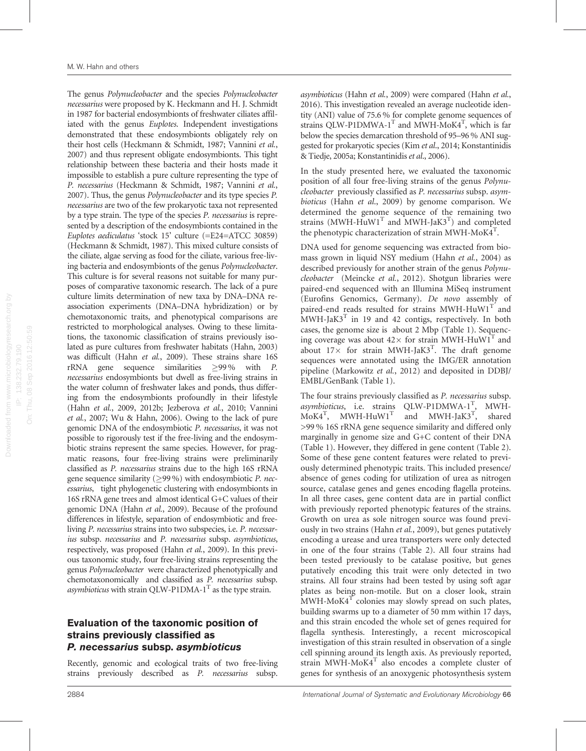The genus *Polynucleobacter* and the species *Polynucleobacter necessarius* were proposed by K. Heckmann and H. J. Schmidt in 1987 for bacterial endosymbionts of freshwater ciliates affiliated with the genus *Euplotes*. Independent investigations demonstrated that these endosymbionts obligately rely on their host cells (Heckmann & Schmidt, 1987; Vannini *et al.*, 2007) and thus represent obligate endosymbionts. This tight relationship between these bacteria and their hosts made it impossible to establish a pure culture representing the type of *P. necessarius* (Heckmann & Schmidt, 1987; Vannini *et al.*, 2007). Thus, the genus *Polynucleobacter* and its type species *P. necessarius* are two of the few prokaryotic taxa not represented by a type strain. The type of the species *P. necessarius* is represented by a description of the endosymbionts contained in the *Euplotes aediculatus* 'stock 15' culture (=E24=ATCC 30859) (Heckmann & Schmidt, 1987). This mixed culture consists of the ciliate, algae serving as food for the ciliate, various free-living bacteria and endosymbionts of the genus *Polynucleobacter*. This culture is for several reasons not suitable for many purposes of comparative taxonomic research. The lack of a pure culture limits determination of new taxa by DNA–DNA reassociation experiments (DNA–DNA hybridization) or by chemotaxonomic traits, and phenotypical comparisons are restricted to morphological analyses. Owing to these limitations, the taxonomic classification of strains previously isolated as pure cultures from freshwater habitats (Hahn, 2003) was difficult (Hahn *et al.*, 2009). These strains share 16S rRNA gene sequence similarities ≥99 % with *P. necessarius* endosymbionts but dwell as free-living strains in the water column of freshwater lakes and ponds, thus differing from the endosymbionts profoundly in their lifestyle (Hahn *et al.*, 2009, 2012b; Jezberova *et al.*, 2010; Vannini *et al.*, 2007; Wu & Hahn, 2006). Owing to the lack of pure genomic DNA of the endosymbiotic *P. necessarius*, it was not possible to rigorously test if the free-living and the endosymbiotic strains represent the same species. However, for pragmatic reasons, four free-living strains were preliminarily classified as *P. necessarius* strains due to the high 16S rRNA gene sequence similarity (≥99 %) with endosymbiotic *P. necessarius*, tight phylogenetic clustering with endosymbionts in 16S rRNA gene trees and almost identical G+C values of their genomic DNA (Hahn *et al.*, 2009). Because of the profound differences in lifestyle, separation of endosymbiotic and free-living *P. necessarius* strains into two subspecies, i.e. *P. necessarius* subsp. *necessarius* and *P. necessarius* subsp. *asymbioticus*, respectively, was proposed (Hahn *et al.*, 2009). In this previous taxonomic study, four free-living strains representing the genus *Polynucleobacter* were characterized phenotypically and chemotaxonomically and classified as *P. necessarius* subsp. *asymbioticus* with strain QLW-P1DMA-1$^T$ as the type strain.

## Evaluation of the taxonomic position of strains previously classified as *P. necessarius* subsp. *asymbioticus*

Recently, genomic and ecological traits of two free-living strains previously described as *P. necessarius* subsp. *asymbioticus* (Hahn *et al.*, 2009) were compared (Hahn *et al.*, 2016). This investigation revealed an average nucleotide identity (ANI) value of 75.6 % for complete genome sequences of strains QLW-P1DMWA-1$^T$ and MWH-MoK4$^T$, which is far below the species demarcation threshold of 95–96 % ANI suggested for prokaryotic species (Kim *et al.*, 2014; Konstantinidis & Tiedje, 2005a; Konstantinidis *et al.*, 2006).

In the study presented here, we evaluated the taxonomic position of all four free-living strains of the genus *Polynucleobacter* previously classified as *P. necessarius* subsp. *asymbioticus* (Hahn *et al.*, 2009) by genome comparison. We determined the genome sequence of the remaining two strains (MWH-HuW1$^T$ and MWH-JaK3$^T$) and completed the phenotypic characterization of strain MWH-MoK4$^T$.

DNA used for genome sequencing was extracted from biomass grown in liquid NSY medium (Hahn *et al.*, 2004) as described previously for another strain of the genus *Polynucleobacter* (Meincke *et al.*, 2012). Shotgun libraries were paired-end sequenced with an Illumina MiSeq instrument (Eurofins Genomics, Germany). *De novo* assembly of paired-end reads resulted for strains MWH-HuW1$^T$ and MWH-JaK3$^T$ in 19 and 42 contigs, respectively. In both cases, the genome size is about 2 Mbp (Table 1). Sequencing coverage was about 42× for strain MWH-HuW1$^T$ and about 17× for strain MWH-JaK3$^T$. The draft genome sequences were annotated using the IMG/ER annotation pipeline (Markowitz *et al.*, 2012) and deposited in DDBJ/EMBL/GenBank (Table 1).

The four strains previously classified as *P. necessarius* subsp. *asymbioticus*, i.e. strains QLW-P1DMWA-1$^T$, MWH-MoK4$^T$, MWH-HuW1$^T$ and MWH-JaK3$^T$, shared >99 % 16S rRNA gene sequence similarity and differed only marginally in genome size and G+C content of their DNA (Table 1). However, they differed in gene content (Table 2). Some of these gene content features were related to previously determined phenotypic traits. This included presence/absence of genes coding for utilization of urea as nitrogen source, catalase genes and genes encoding flagella proteins. In all three cases, gene content data are in partial conflict with previously reported phenotypic features of the strains. Growth on urea as sole nitrogen source was found previously in two strains (Hahn *et al.*, 2009), but genes putatively encoding a urease and urea transporters were only detected in one of the four strains (Table 2). All four strains had been tested previously to be catalase positive, but genes putatively encoding this trait were only detected in two strains. All four strains had been tested by using soft agar plates as being non-motile. But on a closer look, strain MWH-MoK4$^T$ colonies may slowly spread on such plates, building swarms up to a diameter of 50 mm within 17 days, and this strain encoded the whole set of genes required for flagella synthesis. Interestingly, a recent microscopical investigation of this strain resulted in observation of a single cell spinning around its length axis. As previously reported, strain MWH-MoK4$^T$ also encodes a complete cluster of genes for synthesis of an anoxygenic photosynthesis system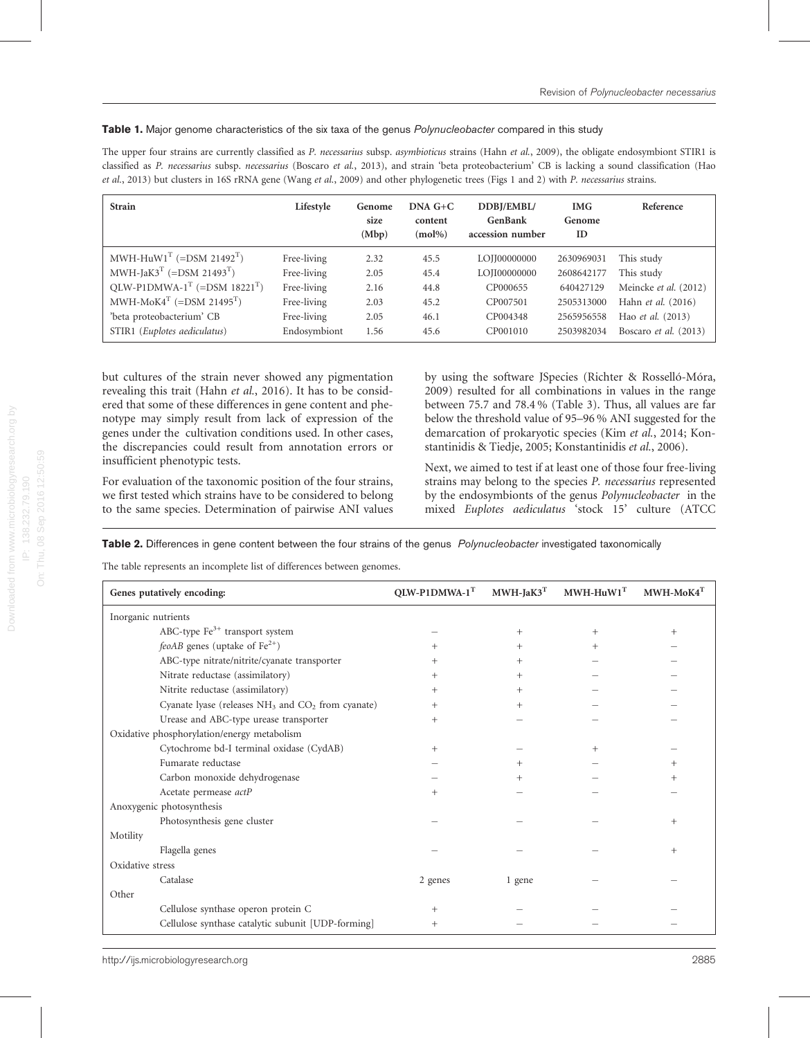**Table 1.** Major genome characteristics of the six taxa of the genus *Polynucleobacter* compared in this study

The upper four strains are currently classified as *P. necessarius* subsp. *asymbioticus* strains (Hahn *et al.*, 2009), the obligate endosymbiont STIR1 is classified as *P. necessarius* subsp. *necessarius* (Boscaro *et al.*, 2013), and strain 'beta proteobacterium' CB is lacking a sound classification (Hao *et al.*, 2013) but clusters in 16S rRNA gene (Wang *et al.*, 2009) and other phylogenetic trees (Figs 1 and 2) with *P. necessarius* strains.

| Strain | Lifestyle | Genome size (Mbp) | DNA G+C content (mol%) | DDBJ/EMBL/ GenBank accession number | IMG Genome ID | Reference |
|---|---|---|---|---|---|---|
| MWH-HuW1$^T$ (=DSM 21492$^T$) | Free-living | 2.32 | 45.5 | LOJJ00000000 | 2630969031 | This study |
| MWH-JaK3$^T$ (=DSM 21493$^T$) | Free-living | 2.05 | 45.4 | LOJI00000000 | 2608642177 | This study |
| QLW-P1DMWA-1$^T$ (=DSM 18221$^T$) | Free-living | 2.16 | 44.8 | CP000655 | 640427129 | Meincke *et al.* (2012) |
| MWH-MoK4$^T$ (=DSM 21495$^T$) | Free-living | 2.03 | 45.2 | CP007501 | 2505313000 | Hahn *et al.* (2016) |
| 'beta proteobacterium' CB | Free-living | 2.05 | 46.1 | CP004348 | 2565956558 | Hao *et al.* (2013) |
| STIR1 (*Euplotes aediculatus*) | Endosymbiont | 1.56 | 45.6 | CP001010 | 2503982034 | Boscaro *et al.* (2013) |

but cultures of the strain never showed any pigmentation revealing this trait (Hahn *et al.*, 2016). It has to be considered that some of these differences in gene content and phenotype may simply result from lack of expression of the genes under the cultivation conditions used. In other cases, the discrepancies could result from annotation errors or insufficient phenotypic tests.

For evaluation of the taxonomic position of the four strains, we first tested which strains have to be considered to belong to the same species. Determination of pairwise ANI values by using the software JSpecies (Richter & Rosselló-Móra, 2009) resulted for all combinations in values in the range between 75.7 and 78.4 % (Table 3). Thus, all values are far below the threshold value of 95–96 % ANI suggested for the demarcation of prokaryotic species (Kim *et al.*, 2014; Konstantinidis & Tiedje, 2005; Konstantinidis *et al.*, 2006).

Next, we aimed to test if at least one of those four free-living strains may belong to the species *P. necessarius* represented by the endosymbionts of the genus *Polynucleobacter* in the mixed *Euplotes aediculatus* 'stock 15' culture (ATCC

**Table 2.** Differences in gene content between the four strains of the genus *Polynucleobacter* investigated taxonomically

The table represents an incomplete list of differences between genomes.

| Genes putatively encoding: | QLW-P1DMWA-1$^T$ | MWH-JaK3$^T$ | MWH-HuW1$^T$ | MWH-MoK4$^T$ |
|---|---|---|---|---|
| Inorganic nutrients | | | | |
| ABC-type $Fe^{3+}$ transport system | – | + | + | + |
| *feoAB* genes (uptake of $Fe^{2+}$) | + | + | + | – |
| ABC-type nitrate/nitrite/cyanate transporter | + | + | – | – |
| Nitrate reductase (assimilatory) | + | + | – | – |
| Nitrite reductase (assimilatory) | + | + | – | – |
| Cyanate lyase (releases $NH_3$ and $CO_2$ from cyanate) | + | + | – | – |
| Urease and ABC-type urease transporter | + | – | – | – |
| Oxidative phosphorylation/energy metabolism | | | | |
| Cytochrome bd-I terminal oxidase (CydAB) | + | – | + | – |
| Fumarate reductase | – | + | – | + |
| Carbon monoxide dehydrogenase | – | + | – | + |
| Acetate permease *actP* | + | – | – | – |
| Anoxygenic photosynthesis | | | | |
| Photosynthesis gene cluster | – | – | – | + |
| Motility | | | | |
| Flagella genes | – | – | – | + |
| Oxidative stress | | | | |
| Catalase | 2 genes | 1 gene | – | – |
| Other | | | | |
| Cellulose synthase operon protein C | + | – | – | – |
| Cellulose synthase catalytic subunit [UDP-forming] | + | – | – | – |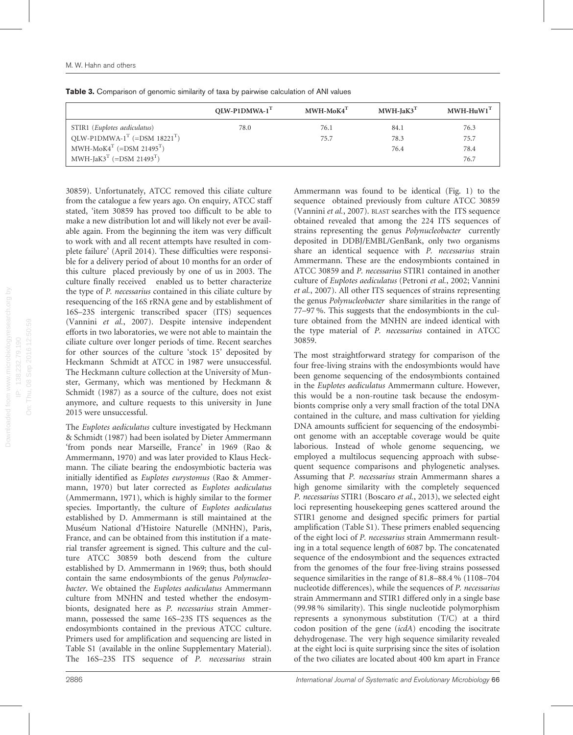**Table 3.** Comparison of genomic similarity of taxa by pairwise calculation of ANI values

| | QLW-P1DMWA-1$^T$ | MWH-MoK4$^T$ | MWH-JaK3$^T$ | MWH-HuW1$^T$ |
|---|---|---|---|---|
| STIR1 (*Euplotes aediculatus*) | 78.0 | 76.1 | 84.1 | 76.3 |
| QLW-P1DMWA-1$^T$ (=DSM 18221$^T$) | | 75.7 | 78.3 | 75.7 |
| MWH-MoK4$^T$ (=DSM 21495$^T$) | | | 76.4 | 78.4 |
| MWH-JaK3$^T$ (=DSM 21493$^T$) | | | | 76.7 |

30859). Unfortunately, ATCC removed this ciliate culture from the catalogue a few years ago. On enquiry, ATCC staff stated, 'item 30859 has proved too difficult to be able to make a new distribution lot and will likely not ever be available again. From the beginning the item was very difficult to work with and all recent attempts have resulted in complete failure' (April 2014). These difficulties were responsible for a delivery period of about 10 months for an order of this culture placed previously by one of us in 2003. The culture finally received enabled us to better characterize the type of *P. necessarius* contained in this ciliate culture by resequencing of the 16S rRNA gene and by establishment of 16S–23S intergenic transcribed spacer (ITS) sequences (Vannini *et al.*, 2007). Despite intensive independent efforts in two laboratories, we were not able to maintain the ciliate culture over longer periods of time. Recent searches for other sources of the culture 'stock 15' deposited by Heckmann Schmidt at ATCC in 1987 were unsuccessful. The Heckmann culture collection at the University of Munster, Germany, which was mentioned by Heckmann & Schmidt (1987) as a source of the culture, does not exist anymore, and culture requests to this university in June 2015 were unsuccessful.

The *Euplotes aediculatus* culture investigated by Heckmann & Schmidt (1987) had been isolated by Dieter Ammermann 'from ponds near Marseille, France' in 1969 (Rao & Ammermann, 1970) and was later provided to Klaus Heckmann. The ciliate bearing the endosymbiotic bacteria was initially identified as *Euplotes eurystomus* (Rao & Ammermann, 1970) but later corrected as *Euplotes aediculatus* (Ammermann, 1971), which is highly similar to the former species. Importantly, the culture of *Euplotes aediculatus* established by D. Ammermann is still maintained at the Muséum National d'Histoire Naturelle (MNHN), Paris, France, and can be obtained from this institution if a material transfer agreement is signed. This culture and the culture ATCC 30859 both descend from the culture established by D. Ammermann in 1969; thus, both should contain the same endosymbionts of the genus *Polynucleobacter*. We obtained the *Euplotes aediculatus* Ammermann culture from MNHN and tested whether the endosymbionts, designated here as *P. necessarius* strain Ammermann, possessed the same 16S–23S ITS sequences as the endosymbionts contained in the previous ATCC culture. Primers used for amplification and sequencing are listed in Table S1 (available in the online Supplementary Material). The 16S–23S ITS sequence of *P. necessarius* strain Ammermann was found to be identical (Fig. 1) to the sequence obtained previously from culture ATCC 30859 (Vannini *et al.*, 2007). BLAST searches with the ITS sequence obtained revealed that among the 224 ITS sequences of strains representing the genus *Polynucleobacter* currently deposited in DDBJ/EMBL/GenBank, only two organisms share an identical sequence with *P. necessarius* strain Ammermann. These are the endosymbionts contained in ATCC 30859 and *P. necessarius* STIR1 contained in another culture of *Euplotes aediculatus* (Petroni *et al.*, 2002; Vannini *et al.*, 2007). All other ITS sequences of strains representing the genus *Polynucleobacter* share similarities in the range of 77–97 %. This suggests that the endosymbionts in the culture obtained from the MNHN are indeed identical with the type material of *P. necessarius* contained in ATCC 30859.

The most straightforward strategy for comparison of the four free-living strains with the endosymbionts would have been genome sequencing of the endosymbionts contained in the *Euplotes aediculatus* Ammermann culture. However, this would be a non-routine task because the endosymbionts comprise only a very small fraction of the total DNA contained in the culture, and mass cultivation for yielding DNA amounts sufficient for sequencing of the endosymbiont genome with an acceptable coverage would be quite laborious. Instead of whole genome sequencing, we employed a multilocus sequencing approach with subsequent sequence comparisons and phylogenetic analyses. Assuming that *P. necessarius* strain Ammermann shares a high genome similarity with the completely sequenced *P. necessarius* STIR1 (Boscaro *et al.*, 2013), we selected eight loci representing housekeeping genes scattered around the STIR1 genome and designed specific primers for partial amplification (Table S1). These primers enabled sequencing of the eight loci of *P. necessarius* strain Ammermann resulting in a total sequence length of 6087 bp. The concatenated sequence of the endosymbiont and the sequences extracted from the genomes of the four free-living strains possessed sequence similarities in the range of 81.8–88.4 % (1108–704 nucleotide differences), while the sequences of *P. necessarius* strain Ammermann and STIR1 differed only in a single base (99.98 % similarity). This single nucleotide polymorphism represents a synonymous substitution (T/C) at a third codon position of the gene (*icdA*) encoding the isocitrate dehydrogenase. The very high sequence similarity revealed at the eight loci is quite surprising since the sites of isolation of the two ciliates are located about 400 km apart in France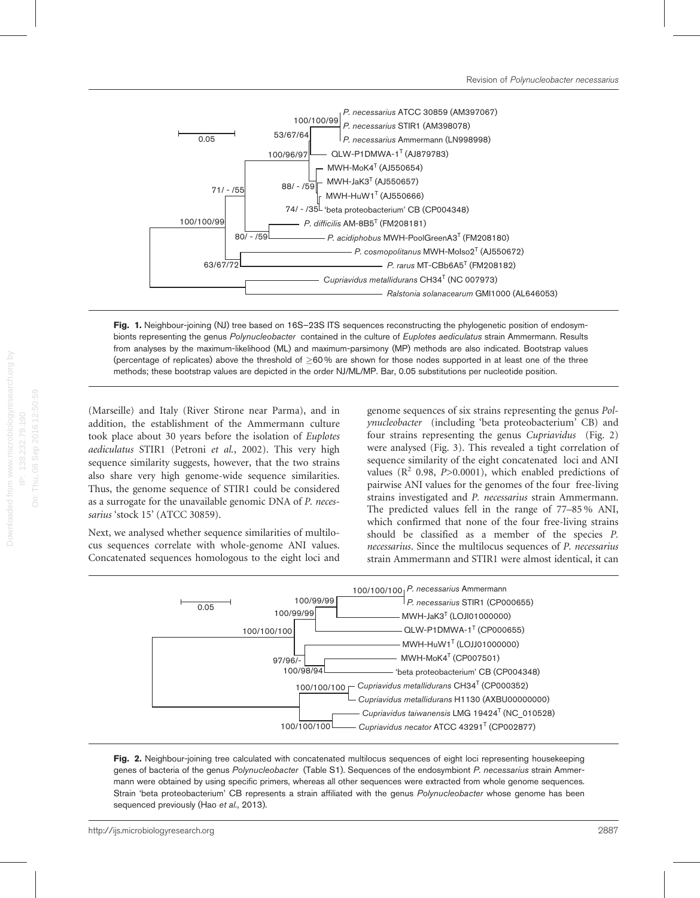**Fig. 1.** Neighbour-joining (NJ) tree based on 16S–23S ITS sequences reconstructing the phylogenetic position of endosymbionts representing the genus *Polynucleobacter* contained in the culture of *Euplotes aediculatus* strain Ammermann. Results from analyses by the maximum-likelihood (ML) and maximum-parsimony (MP) methods are also indicated. Bootstrap values (percentage of replicates) above the threshold of ≥60 % are shown for those nodes supported in at least one of the three methods; these bootstrap values are depicted in the order NJ/ML/MP. Bar, 0.05 substitutions per nucleotide position.

(Marseille) and Italy (River Stirone near Parma), and in addition, the establishment of the Ammermann culture took place about 30 years before the isolation of *Euplotes aediculatus* STIR1 (Petroni *et al.*, 2002). This very high sequence similarity suggests, however, that the two strains also share very high genome-wide sequence similarities. Thus, the genome sequence of STIR1 could be considered as a surrogate for the unavailable genomic DNA of *P. necessarius* 'stock 15' (ATCC 30859).

Next, we analysed whether sequence similarities of multilocus sequences correlate with whole-genome ANI values. Concatenated sequences homologous to the eight loci and genome sequences of six strains representing the genus *Polynucleobacter* (including 'beta proteobacterium' CB) and four strains representing the genus *Cupriavidus* (Fig. 2) were analysed (Fig. 3). This revealed a tight correlation of sequence similarity of the eight concatenated loci and ANI values ($R^2$ 0.98, $P$>0.0001), which enabled predictions of pairwise ANI values for the genomes of the four free-living strains investigated and *P. necessarius* strain Ammermann. The predicted values fell in the range of 77–85 % ANI, which confirmed that none of the four free-living strains should be classified as a member of the species *P. necessarius*. Since the multilocus sequences of *P. necessarius* strain Ammermann and STIR1 were almost identical, it can

**Fig. 2.** Neighbour-joining tree calculated with concatenated multilocus sequences of eight loci representing housekeeping genes of bacteria of the genus *Polynucleobacter* (Table S1). Sequences of the endosymbiont *P. necessarius* strain Ammermann were obtained by using specific primers, whereas all other sequences were extracted from whole genome sequences. Strain 'beta proteobacterium' CB represents a strain affiliated with the genus *Polynucleobacter* whose genome has been sequenced previously (Hao *et al.*, 2013).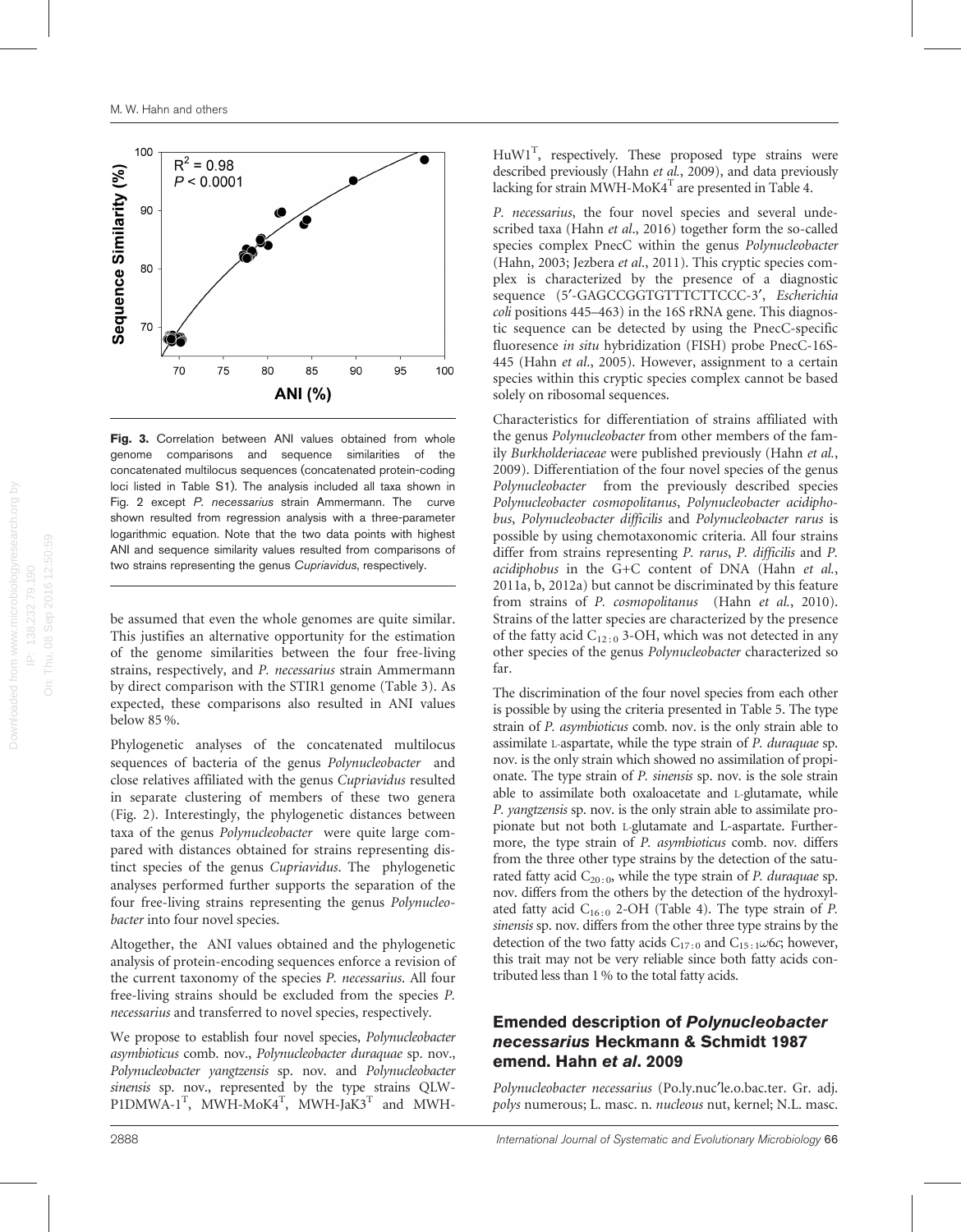**Fig. 3.** Correlation between ANI values obtained from whole genome comparisons and sequence similarities of the concatenated multilocus sequences (concatenated protein-coding loci listed in Table S1). The analysis included all taxa shown in Fig. 2 except *P. necessarius* strain Ammermann. The curve shown resulted from regression analysis with a three-parameter logarithmic equation. Note that the two data points with highest ANI and sequence similarity values resulted from comparisons of two strains representing the genus *Cupriavidus*, respectively.

be assumed that even the whole genomes are quite similar. This justifies an alternative opportunity for the estimation of the genome similarities between the four free-living strains, respectively, and *P. necessarius* strain Ammermann by direct comparison with the STIR1 genome (Table 3). As expected, these comparisons also resulted in ANI values below 85 %.

Phylogenetic analyses of the concatenated multilocus sequences of bacteria of the genus *Polynucleobacter* and close relatives affiliated with the genus *Cupriavidus* resulted in separate clustering of members of these two genera (Fig. 2). Interestingly, the phylogenetic distances between taxa of the genus *Polynucleobacter* were quite large compared with distances obtained for strains representing distinct species of the genus *Cupriavidus*. The phylogenetic analyses performed further supports the separation of the four free-living strains representing the genus *Polynucleobacter* into four novel species.

Altogether, the ANI values obtained and the phylogenetic analysis of protein-encoding sequences enforce a revision of the current taxonomy of the species *P. necessarius*. All four free-living strains should be excluded from the species *P. necessarius* and transferred to novel species, respectively.

We propose to establish four novel species, *Polynucleobacter asymbioticus* comb. nov., *Polynucleobacter duraquae* sp. nov., *Polynucleobacter yangtzensis* sp. nov. and *Polynucleobacter sinensis* sp. nov., represented by the type strains QLW-P1DMWA-1$^T$, MWH-MoK4$^T$, MWH-JaK3$^T$ and MWH-HuW1$^T$, respectively. These proposed type strains were described previously (Hahn *et al*., 2009), and data previously lacking for strain MWH-MoK4$^T$ are presented in Table 4.

*P. necessarius*, the four novel species and several undescribed taxa (Hahn *et al*., 2016) together form the so-called species complex PnecC within the genus *Polynucleobacter* (Hahn, 2003; Jezbera *et al*., 2011). This cryptic species complex is characterized by the presence of a diagnostic sequence (5′-GAGCCGGTGTTTCTTCCC-3′, *Escherichia coli* positions 445–463) in the 16S rRNA gene. This diagnostic sequence can be detected by using the PnecC-specific fluoresence *in situ* hybridization (FISH) probe PnecC-16S-445 (Hahn *et al*., 2005). However, assignment to a certain species within this cryptic species complex cannot be based solely on ribosomal sequences.

Characteristics for differentiation of strains affiliated with the genus *Polynucleobacter* from other members of the family *Burkholderiaceae* were published previously (Hahn *et al.*, 2009). Differentiation of the four novel species of the genus *Polynucleobacter* from the previously described species *Polynucleobacter cosmopolitanus*, *Polynucleobacter acidiphobus*, *Polynucleobacter difficilis* and *Polynucleobacter rarus* is possible by using chemotaxonomic criteria. All four strains differ from strains representing *P. rarus*, *P. difficilis* and *P. acidiphobus* in the G+C content of DNA (Hahn *et al.*, 2011a, b, 2012a) but cannot be discriminated by this feature from strains of *P. cosmopolitanus* (Hahn *et al.*, 2010). Strains of the latter species are characterized by the presence of the fatty acid $C_{12:0}$ 3-OH, which was not detected in any other species of the genus *Polynucleobacter* characterized so far.

The discrimination of the four novel species from each other is possible by using the criteria presented in Table 5. The type strain of *P. asymbioticus* comb. nov. is the only strain able to assimilate L-aspartate, while the type strain of *P. duraquae* sp. nov. is the only strain which showed no assimilation of propionate. The type strain of *P. sinensis* sp. nov. is the sole strain able to assimilate both oxaloacetate and L-glutamate, while *P. yangtzensis* sp. nov. is the only strain able to assimilate propionate but not both L-glutamate and L-aspartate. Furthermore, the type strain of *P. asymbioticus* comb. nov. differs from the three other type strains by the detection of the saturated fatty acid $C_{20:0}$, while the type strain of *P. duraquae* sp. nov. differs from the others by the detection of the hydroxylated fatty acid $C_{16:0}$ 2-OH (Table 4). The type strain of *P. sinensis* sp. nov. differs from the other three type strains by the detection of the two fatty acids $C_{17:0}$ and $C_{15:1}\omega6c$; however, this trait may not be very reliable since both fatty acids contributed less than 1 % to the total fatty acids.

## Emended description of *Polynucleobacter necessarius* Heckmann & Schmidt 1987 emend. Hahn *et al*. 2009

*Polynucleobacter necessarius* (Po.ly.nuc′le.o.bac.ter. Gr. adj. *polys* numerous; L. masc. n. *nucleous* nut, kernel; N.L. masc.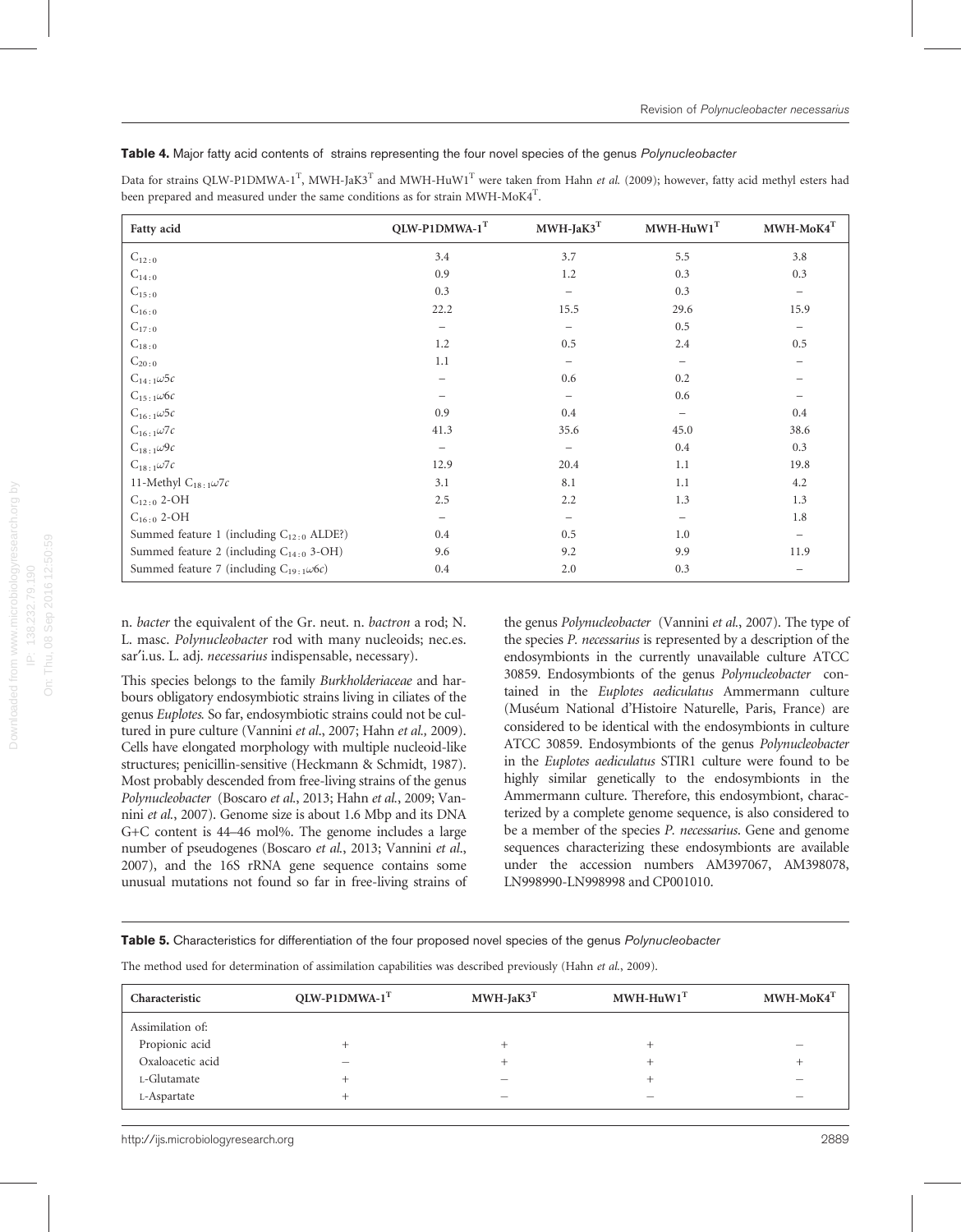**Table 4.** Major fatty acid contents of strains representing the four novel species of the genus *Polynucleobacter*

Data for strains QLW-P1DMWA-1$^T$, MWH-JaK3$^T$ and MWH-HuW1$^T$ were taken from Hahn *et al.* (2009); however, fatty acid methyl esters had been prepared and measured under the same conditions as for strain MWH-MoK4$^T$.

| Fatty acid | QLW-P1DMWA-1$^T$ | MWH-JaK3$^T$ | MWH-HuW1$^T$ | MWH-MoK4$^T$ |
|---|---|---|---|---|
| $C_{12:0}$ | 3.4 | 3.7 | 5.5 | 3.8 |
| $C_{14:0}$ | 0.9 | 1.2 | 0.3 | 0.3 |
| $C_{15:0}$ | 0.3 | – | 0.3 | – |
| $C_{16:0}$ | 22.2 | 15.5 | 29.6 | 15.9 |
| $C_{17:0}$ | – | – | 0.5 | – |
| $C_{18:0}$ | 1.2 | 0.5 | 2.4 | 0.5 |
| $C_{20:0}$ | 1.1 | – | – | – |
| $C_{14:1}\omega 5c$ | – | 0.6 | 0.2 | – |
| $C_{15:1}\omega 6c$ | – | – | 0.6 | – |
| $C_{16:1}\omega 5c$ | 0.9 | 0.4 | – | 0.4 |
| $C_{16:1}\omega 7c$ | 41.3 | 35.6 | 45.0 | 38.6 |
| $C_{18:1}\omega 9c$ | – | – | 0.4 | 0.3 |
| $C_{18:1}\omega 7c$ | 12.9 | 20.4 | 1.1 | 19.8 |
| 11-Methyl $C_{18:1}\omega 7c$ | 3.1 | 8.1 | 1.1 | 4.2 |
| $C_{12:0}$ 2-OH | 2.5 | 2.2 | 1.3 | 1.3 |
| $C_{16:0}$ 2-OH | – | – | – | 1.8 |
| Summed feature 1 (including $C_{12:0}$ ALDE?) | 0.4 | 0.5 | 1.0 | – |
| Summed feature 2 (including $C_{14:0}$ 3-OH) | 9.6 | 9.2 | 9.9 | 11.9 |
| Summed feature 7 (including $C_{19:1}\omega 6c$) | 0.4 | 2.0 | 0.3 | – |

n. *bacter* the equivalent of the Gr. neut. n. *bactron* a rod; N. L. masc. *Polynucleobacter* rod with many nucleoids; nec.es. sar′i.us. L. adj. *necessarius* indispensable, necessary).

This species belongs to the family *Burkholderiaceae* and harbours obligatory endosymbiotic strains living in ciliates of the genus *Euplotes.* So far, endosymbiotic strains could not be cultured in pure culture (Vannini *et al.*, 2007; Hahn *et al.,* 2009). Cells have elongated morphology with multiple nucleoid-like structures; penicillin-sensitive (Heckmann & Schmidt, 1987). Most probably descended from free-living strains of the genus *Polynucleobacter* (Boscaro *et al.*, 2013; Hahn *et al.*, 2009; Vannini *et al.*, 2007). Genome size is about 1.6 Mbp and its DNA G+C content is 44–46 mol%. The genome includes a large number of pseudogenes (Boscaro *et al.*, 2013; Vannini *et al.*, 2007), and the 16S rRNA gene sequence contains some unusual mutations not found so far in free-living strains of the genus *Polynucleobacter* (Vannini *et al.*, 2007). The type of the species *P. necessarius* is represented by a description of the endosymbionts in the currently unavailable culture ATCC 30859. Endosymbionts of the genus *Polynucleobacter* contained in the *Euplotes aediculatus* Ammermann culture (Muséum National d'Histoire Naturelle, Paris, France) are considered to be identical with the endosymbionts in culture ATCC 30859. Endosymbionts of the genus *Polynucleobacter* in the *Euplotes aediculatus* STIR1 culture were found to be highly similar genetically to the endosymbionts in the Ammermann culture. Therefore, this endosymbiont, characterized by a complete genome sequence, is also considered to be a member of the species *P. necessarius*. Gene and genome sequences characterizing these endosymbionts are available under the accession numbers AM397067, AM398078, LN998990-LN998998 and CP001010.

**Table 5.** Characteristics for differentiation of the four proposed novel species of the genus *Polynucleobacter*

The method used for determination of assimilation capabilities was described previously (Hahn *et al.*, 2009).

| Characteristic | QLW-P1DMWA-1$^T$ | MWH-JaK3$^T$ | MWH-HuW1$^T$ | MWH-MoK4$^T$ |
|---|---|---|---|---|
| Assimilation of: | | | | |
| Propionic acid | + | + | + | – |
| Oxaloacetic acid | – | + | + | + |
| L-Glutamate | + | – | + | – |
| L-Aspartate | + | – | – | – |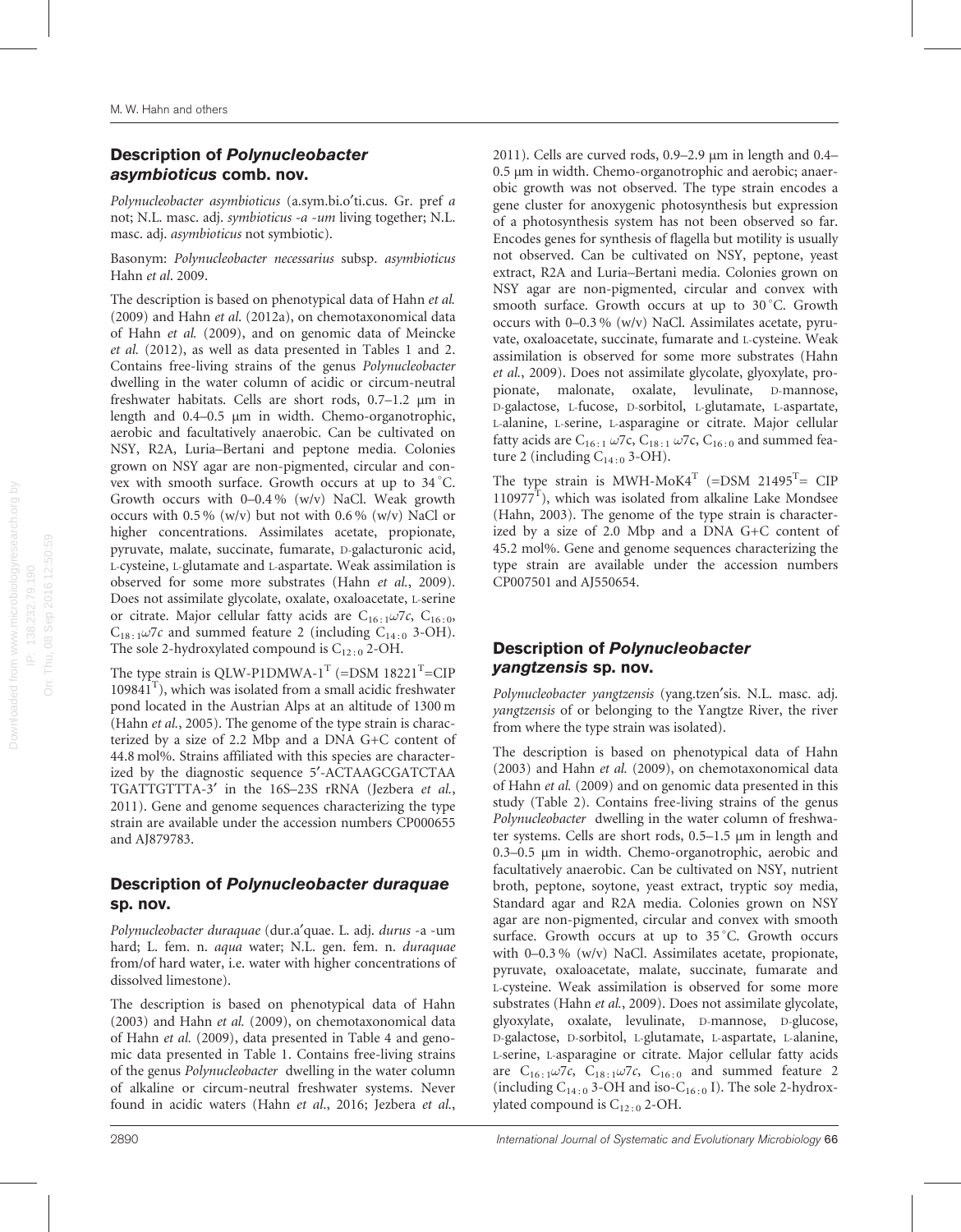## Description of *Polynucleobacter asymbioticus* comb. nov.

*Polynucleobacter asymbioticus* (a.sym.bi.o′ti.cus. Gr. pref *a* not; N.L. masc. adj. *symbioticus -a -um* living together; N.L. masc. adj. *asymbioticus* not symbiotic).

Basonym: *Polynucleobacter necessarius* subsp. *asymbioticus* Hahn *et al*. 2009.

The description is based on phenotypical data of Hahn *et al.* (2009) and Hahn *et al.* (2012a), on chemotaxonomical data of Hahn *et al.* (2009), and on genomic data of Meincke *et al.* (2012), as well as data presented in Tables 1 and 2. Contains free-living strains of the genus *Polynucleobacter* dwelling in the water column of acidic or circum-neutral freshwater habitats. Cells are short rods, 0.7–1.2 µm in length and 0.4–0.5 µm in width. Chemo-organotrophic, aerobic and facultatively anaerobic. Can be cultivated on NSY, R2A, Luria–Bertani and peptone media. Colonies grown on NSY agar are non-pigmented, circular and convex with smooth surface. Growth occurs at up to 34 °C. Growth occurs with 0–0.4 % (w/v) NaCl. Weak growth occurs with 0.5 % (w/v) but not with 0.6 % (w/v) NaCl or higher concentrations. Assimilates acetate, propionate, pyruvate, malate, succinate, fumarate, D-galacturonic acid, L-cysteine, L-glutamate and L-aspartate. Weak assimilation is observed for some more substrates (Hahn *et al.*, 2009). Does not assimilate glycolate, oxalate, oxaloacetate, L-serine or citrate. Major cellular fatty acids are $C_{16:1}\omega7c$, $C_{16:0}$, $C_{18:1}\omega7c$ and summed feature 2 (including $C_{14:0}$ 3-OH). The sole 2-hydroxylated compound is $C_{12:0}$ 2-OH.

The type strain is QLW-P1DMWA-1$^{T}$ (=DSM 18221$^{T}$=CIP 109841$^{T}$), which was isolated from a small acidic freshwater pond located in the Austrian Alps at an altitude of 1300 m (Hahn *et al.*, 2005). The genome of the type strain is characterized by a size of 2.2 Mbp and a DNA G+C content of 44.8 mol%. Strains affiliated with this species are characterized by the diagnostic sequence 5′-ACTAAGCGATCTAA TGATTGTTTA-3′ in the 16S–23S rRNA (Jezbera *et al.*, 2011). Gene and genome sequences characterizing the type strain are available under the accession numbers CP000655 and AJ879783.

## Description of *Polynucleobacter duraquae* sp. nov.

*Polynucleobacter duraquae* (dur.a′quae. L. adj. *durus* -a -um hard; L. fem. n. *aqua* water; N.L. gen. fem. n. *duraquae* from/of hard water, i.e. water with higher concentrations of dissolved limestone).

The description is based on phenotypical data of Hahn (2003) and Hahn *et al.* (2009), on chemotaxonomical data of Hahn *et al.* (2009), data presented in Table 4 and genomic data presented in Table 1. Contains free-living strains of the genus *Polynucleobacter* dwelling in the water column of alkaline or circum-neutral freshwater systems. Never found in acidic waters (Hahn *et al.*, 2016; Jezbera *et al.*, 2011). Cells are curved rods, 0.9–2.9 µm in length and 0.4–0.5 µm in width. Chemo-organotrophic and aerobic; anaerobic growth was not observed. The type strain encodes a gene cluster for anoxygenic photosynthesis but expression of a photosynthesis system has not been observed so far. Encodes genes for synthesis of flagella but motility is usually not observed. Can be cultivated on NSY, peptone, yeast extract, R2A and Luria–Bertani media. Colonies grown on NSY agar are non-pigmented, circular and convex with smooth surface. Growth occurs at up to 30 °C. Growth occurs with 0–0.3 % (w/v) NaCl. Assimilates acetate, pyruvate, oxaloacetate, succinate, fumarate and L-cysteine. Weak assimilation is observed for some more substrates (Hahn *et al.*, 2009). Does not assimilate glycolate, glyoxylate, propionate, malonate, oxalate, levulinate, D-mannose, D-galactose, L-fucose, D-sorbitol, L-glutamate, L-aspartate, L-alanine, L-serine, L-asparagine or citrate. Major cellular fatty acids are $C_{16:1}\,\omega7c$, $C_{18:1}\,\omega7c$, $C_{16:0}$ and summed feature 2 (including $C_{14:0}$ 3-OH).

The type strain is MWH-MoK4$^{T}$ (=DSM 21495$^{T}$= CIP 110977$^{T}$), which was isolated from alkaline Lake Mondsee (Hahn, 2003). The genome of the type strain is characterized by a size of 2.0 Mbp and a DNA G+C content of 45.2 mol%. Gene and genome sequences characterizing the type strain are available under the accession numbers CP007501 and AJ550654.

## Description of *Polynucleobacter yangtzensis* sp. nov.

*Polynucleobacter yangtzensis* (yang.tzen′sis. N.L. masc. adj. *yangtzensis* of or belonging to the Yangtze River, the river from where the type strain was isolated).

The description is based on phenotypical data of Hahn (2003) and Hahn *et al.* (2009), on chemotaxonomical data of Hahn *et al.* (2009) and on genomic data presented in this study (Table 2). Contains free-living strains of the genus *Polynucleobacter* dwelling in the water column of freshwater systems. Cells are short rods, 0.5–1.5 µm in length and 0.3–0.5 µm in width. Chemo-organotrophic, aerobic and facultatively anaerobic. Can be cultivated on NSY, nutrient broth, peptone, soytone, yeast extract, tryptic soy media, Standard agar and R2A media. Colonies grown on NSY agar are non-pigmented, circular and convex with smooth surface. Growth occurs at up to 35 °C. Growth occurs with 0–0.3 % (w/v) NaCl. Assimilates acetate, propionate, pyruvate, oxaloacetate, malate, succinate, fumarate and L-cysteine. Weak assimilation is observed for some more substrates (Hahn *et al.*, 2009). Does not assimilate glycolate, glyoxylate, oxalate, levulinate, D-mannose, D-glucose, D-galactose, D-sorbitol, L-glutamate, L-aspartate, L-alanine, L-serine, L-asparagine or citrate. Major cellular fatty acids are $C_{16:1}\omega7c$, $C_{18:1}\omega7c$, $C_{16:0}$ and summed feature 2 (including $C_{14:0}$ 3-OH and iso-$C_{16:0}$ I). The sole 2-hydroxylated compound is $C_{12:0}$ 2-OH.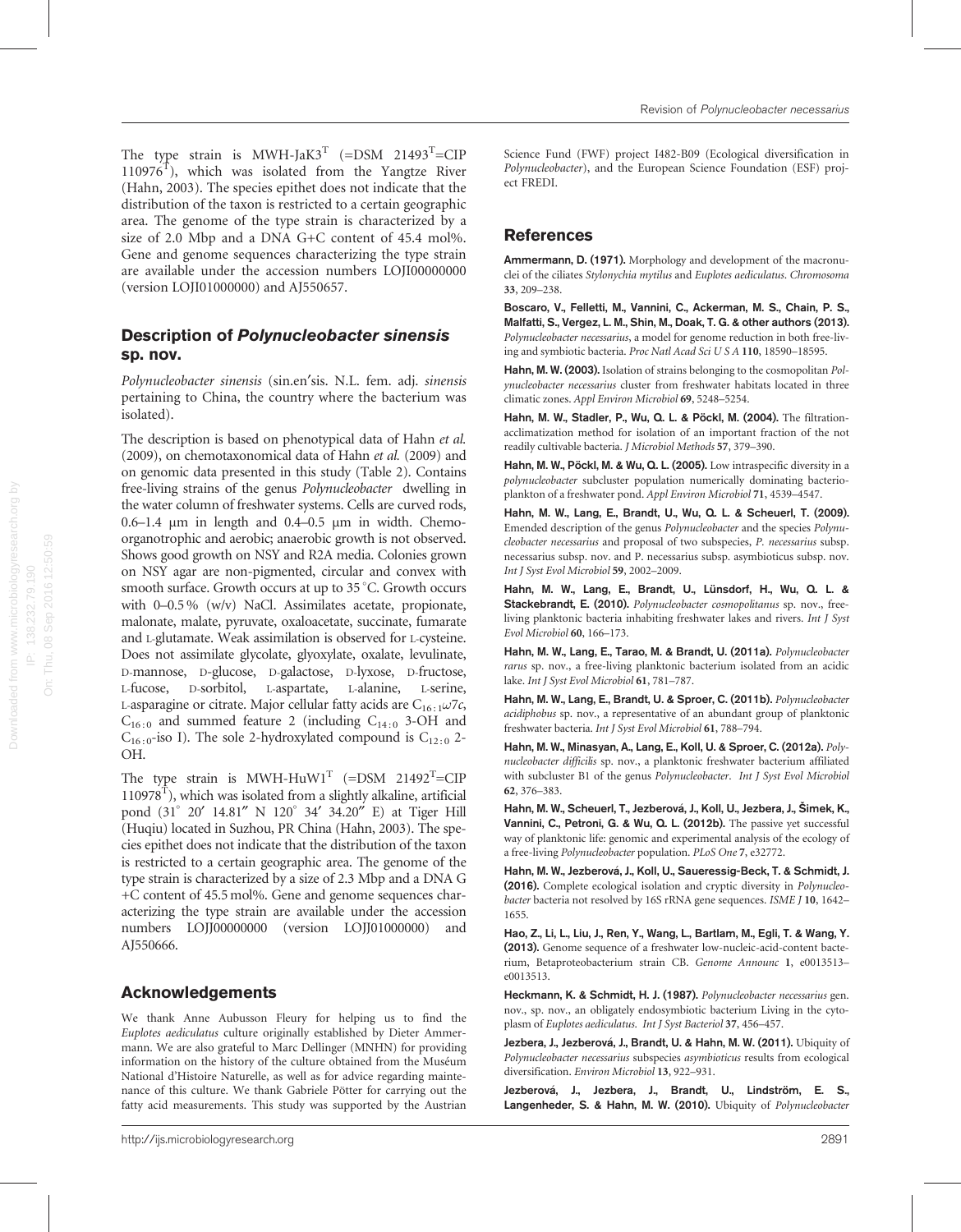The type strain is MWH-JaK3$^T$ (=DSM 21493$^T$=CIP 110976$^T$), which was isolated from the Yangtze River (Hahn, 2003). The species epithet does not indicate that the distribution of the taxon is restricted to a certain geographic area. The genome of the type strain is characterized by a size of 2.0 Mbp and a DNA G+C content of 45.4 mol%. Gene and genome sequences characterizing the type strain are available under the accession numbers LOJI00000000 (version LOJI01000000) and AJ550657.

## Description of *Polynucleobacter sinensis* sp. nov.

*Polynucleobacter sinensis* (sin.en′sis. N.L. fem. adj. *sinensis* pertaining to China, the country where the bacterium was isolated).

The description is based on phenotypical data of Hahn *et al.* (2009), on chemotaxonomical data of Hahn *et al.* (2009) and on genomic data presented in this study (Table 2). Contains free-living strains of the genus *Polynucleobacter* dwelling in the water column of freshwater systems. Cells are curved rods, 0.6–1.4 µm in length and 0.4–0.5 µm in width. Chemo-organotrophic and aerobic; anaerobic growth is not observed. Shows good growth on NSY and R2A media. Colonies grown on NSY agar are non-pigmented, circular and convex with smooth surface. Growth occurs at up to 35 °C. Growth occurs with 0–0.5 % (w/v) NaCl. Assimilates acetate, propionate, malonate, malate, pyruvate, oxaloacetate, succinate, fumarate and L-glutamate. Weak assimilation is observed for L-cysteine. Does not assimilate glycolate, glyoxylate, oxalate, levulinate, D-mannose, D-glucose, D-galactose, D-lyxose, D-fructose, L-fucose, D-sorbitol, L-aspartate, L-alanine, L-serine, L-asparagine or citrate. Major cellular fatty acids are $C_{16:1}\omega7c$, $C_{16:0}$ and summed feature 2 (including $C_{14:0}$ 3-OH and $C_{16:0}$-iso I). The sole 2-hydroxylated compound is $C_{12:0}$ 2-OH.

The type strain is MWH-HuW1$^T$ (=DSM 21492$^T$=CIP 110978$^T$), which was isolated from a slightly alkaline, artificial pond (31° 20′ 14.81″ N 120° 34′ 34.20″ E) at Tiger Hill (Huqiu) located in Suzhou, PR China (Hahn, 2003). The species epithet does not indicate that the distribution of the taxon is restricted to a certain geographic area. The genome of the type strain is characterized by a size of 2.3 Mbp and a DNA G+C content of 45.5 mol%. Gene and genome sequences characterizing the type strain are available under the accession numbers LOJJ00000000 (version LOJJ01000000) and AJ550666.

## Acknowledgements

We thank Anne Aubusson Fleury for helping us to find the *Euplotes aediculatus* culture originally established by Dieter Ammermann. We are also grateful to Marc Dellinger (MNHN) for providing information on the history of the culture obtained from the Muséum National d'Histoire Naturelle, as well as for advice regarding maintenance of this culture. We thank Gabriele Pötter for carrying out the fatty acid measurements. This study was supported by the Austrian Science Fund (FWF) project I482-B09 (Ecological diversification in *Polynucleobacter*), and the European Science Foundation (ESF) project FREDI.

## References

**Ammermann, D. (1971).** Morphology and development of the macronuclei of the ciliates *Stylonychia mytilus* and *Euplotes aediculatus*. *Chromosoma* **33**, 209–238.

**Boscaro, V., Felletti, M., Vannini, C., Ackerman, M. S., Chain, P. S., Malfatti, S., Vergez, L. M., Shin, M., Doak, T. G. & other authors (2013).** *Polynucleobacter necessarius*, a model for genome reduction in both free-living and symbiotic bacteria. *Proc Natl Acad Sci U S A* **110**, 18590–18595.

**Hahn, M. W. (2003).** Isolation of strains belonging to the cosmopolitan *Polynucleobacter necessarius* cluster from freshwater habitats located in three climatic zones. *Appl Environ Microbiol* **69**, 5248–5254.

**Hahn, M. W., Stadler, P., Wu, Q. L. & Pöckl, M. (2004).** The filtration-acclimatization method for isolation of an important fraction of the not readily cultivable bacteria. *J Microbiol Methods* **57**, 379–390.

**Hahn, M. W., Pöckl, M. & Wu, Q. L. (2005).** Low intraspecific diversity in a *polynucleobacter* subcluster population numerically dominating bacterioplankton of a freshwater pond. *Appl Environ Microbiol* **71**, 4539–4547.

**Hahn, M. W., Lang, E., Brandt, U., Wu, Q. L. & Scheuerl, T. (2009).** Emended description of the genus *Polynucleobacter* and the species *Polynucleobacter necessarius* and proposal of two subspecies, *P. necessarius* subsp. necessarius subsp. nov. and P. necessarius subsp. asymbioticus subsp. nov. *Int J Syst Evol Microbiol* **59**, 2002–2009.

**Hahn, M. W., Lang, E., Brandt, U., Lünsdorf, H., Wu, Q. L. & Stackebrandt, E. (2010).** *Polynucleobacter cosmopolitanus* sp. nov., free-living planktonic bacteria inhabiting freshwater lakes and rivers. *Int J Syst Evol Microbiol* **60**, 166–173.

**Hahn, M. W., Lang, E., Tarao, M. & Brandt, U. (2011a).** *Polynucleobacter rarus* sp. nov., a free-living planktonic bacterium isolated from an acidic lake. *Int J Syst Evol Microbiol* **61**, 781–787.

**Hahn, M. W., Lang, E., Brandt, U. & Sproer, C. (2011b).** *Polynucleobacter acidiphobus* sp. nov., a representative of an abundant group of planktonic freshwater bacteria. *Int J Syst Evol Microbiol* **61**, 788–794.

**Hahn, M. W., Minasyan, A., Lang, E., Koll, U. & Sproer, C. (2012a).** *Polynucleobacter difficilis* sp. nov., a planktonic freshwater bacterium affiliated with subcluster B1 of the genus *Polynucleobacter*. *Int J Syst Evol Microbiol* **62**, 376–383.

**Hahn, M. W., Scheuerl, T., Jezberová, J., Koll, U., Jezbera, J., Šimek, K., Vannini, C., Petroni, G. & Wu, Q. L. (2012b).** The passive yet successful way of planktonic life: genomic and experimental analysis of the ecology of a free-living *Polynucleobacter* population. *PLoS One* **7**, e32772.

**Hahn, M. W., Jezberová, J., Koll, U., Saueressig-Beck, T. & Schmidt, J. (2016).** Complete ecological isolation and cryptic diversity in *Polynucleobacter* bacteria not resolved by 16S rRNA gene sequences. *ISME J* **10**, 1642–1655.

**Hao, Z., Li, L., Liu, J., Ren, Y., Wang, L., Bartlam, M., Egli, T. & Wang, Y. (2013).** Genome sequence of a freshwater low-nucleic-acid-content bacterium, Betaproteobacterium strain CB. *Genome Announc* **1**, e0013513–e0013513.

**Heckmann, K. & Schmidt, H. J. (1987).** *Polynucleobacter necessarius* gen. nov., sp. nov., an obligately endosymbiotic bacterium Living in the cytoplasm of *Euplotes aediculatus*. *Int J Syst Bacteriol* **37**, 456–457.

**Jezbera, J., Jezberová, J., Brandt, U. & Hahn, M. W. (2011).** Ubiquity of *Polynucleobacter necessarius* subspecies *asymbioticus* results from ecological diversification. *Environ Microbiol* **13**, 922–931.

**Jezberová, J., Jezbera, J., Brandt, U., Lindström, E. S., Langenheder, S. & Hahn, M. W. (2010).** Ubiquity of *Polynucleobacter*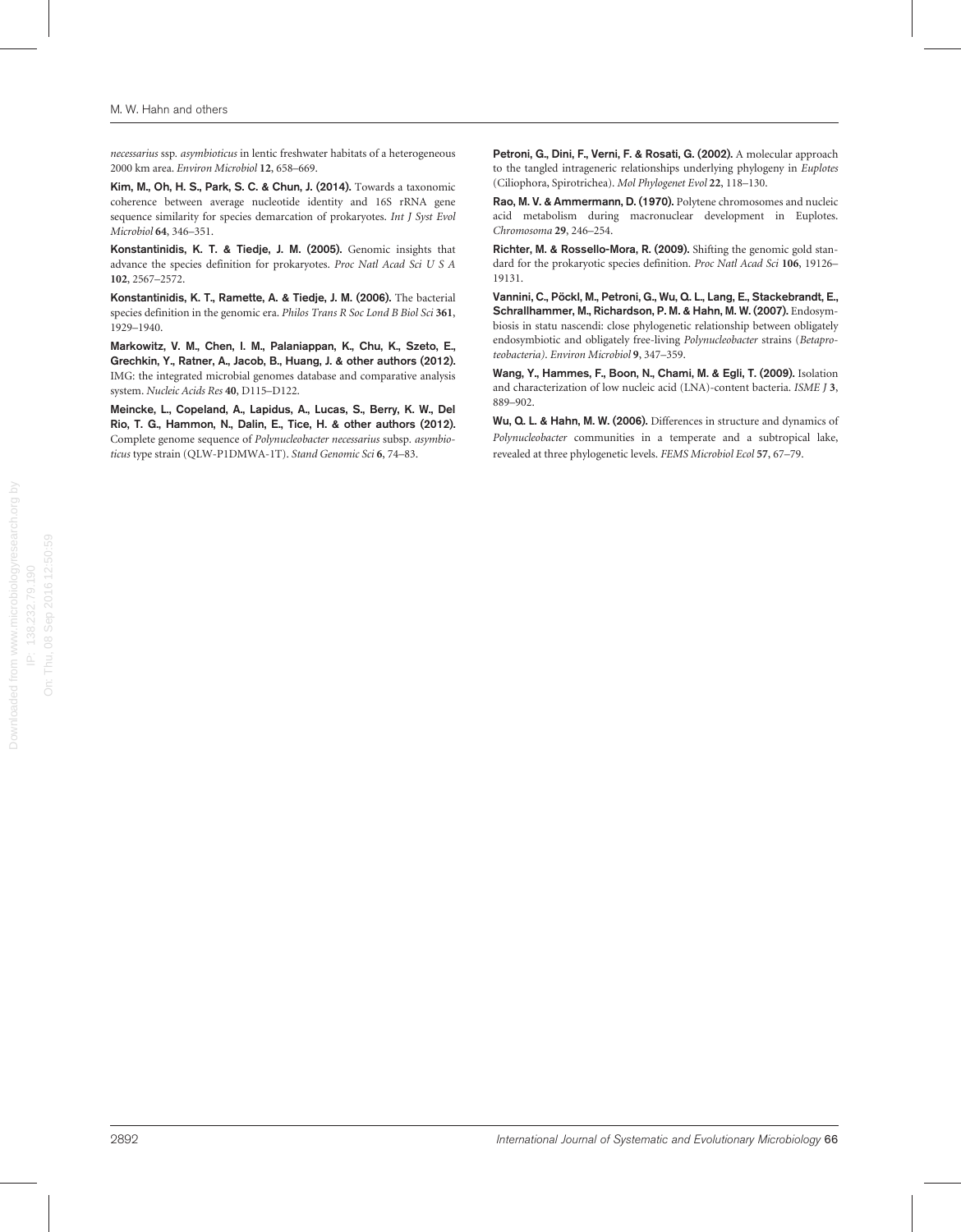*necessarius* ssp. *asymbioticus* in lentic freshwater habitats of a heterogeneous 2000 km area. *Environ Microbiol* **12**, 658–669.

**Kim, M., Oh, H. S., Park, S. C. & Chun, J. (2014).** Towards a taxonomic coherence between average nucleotide identity and 16S rRNA gene sequence similarity for species demarcation of prokaryotes. *Int J Syst Evol Microbiol* **64**, 346–351.

**Konstantinidis, K. T. & Tiedje, J. M. (2005).** Genomic insights that advance the species definition for prokaryotes. *Proc Natl Acad Sci U S A* **102**, 2567–2572.

**Konstantinidis, K. T., Ramette, A. & Tiedje, J. M. (2006).** The bacterial species definition in the genomic era. *Philos Trans R Soc Lond B Biol Sci* **361**, 1929–1940.

**Markowitz, V. M., Chen, I. M., Palaniappan, K., Chu, K., Szeto, E., Grechkin, Y., Ratner, A., Jacob, B., Huang, J. & other authors (2012).** IMG: the integrated microbial genomes database and comparative analysis system. *Nucleic Acids Res* **40**, D115–D122.

**Meincke, L., Copeland, A., Lapidus, A., Lucas, S., Berry, K. W., Del Rio, T. G., Hammon, N., Dalin, E., Tice, H. & other authors (2012).** Complete genome sequence of *Polynucleobacter necessarius* subsp. *asymbioticus* type strain (QLW-P1DMWA-1T). *Stand Genomic Sci* **6**, 74–83.

**Petroni, G., Dini, F., Verni, F. & Rosati, G. (2002).** A molecular approach to the tangled intrageneric relationships underlying phylogeny in *Euplotes* (Ciliophora, Spirotrichea). *Mol Phylogenet Evol* **22**, 118–130.

**Rao, M. V. & Ammermann, D. (1970).** Polytene chromosomes and nucleic acid metabolism during macronuclear development in Euplotes. *Chromosoma* **29**, 246–254.

**Richter, M. & Rossello-Mora, R. (2009).** Shifting the genomic gold standard for the prokaryotic species definition. *Proc Natl Acad Sci* **106**, 19126–19131.

**Vannini, C., Pöckl, M., Petroni, G., Wu, Q. L., Lang, E., Stackebrandt, E., Schrallhammer, M., Richardson, P. M. & Hahn, M. W. (2007).** Endosymbiosis in statu nascendi: close phylogenetic relationship between obligately endosymbiotic and obligately free-living *Polynucleobacter* strains (*Betaproteobacteria*). *Environ Microbiol* **9**, 347–359.

**Wang, Y., Hammes, F., Boon, N., Chami, M. & Egli, T. (2009).** Isolation and characterization of low nucleic acid (LNA)-content bacteria. *ISME J* **3**, 889–902.

**Wu, Q. L. & Hahn, M. W. (2006).** Differences in structure and dynamics of *Polynucleobacter* communities in a temperate and a subtropical lake, revealed at three phylogenetic levels. *FEMS Microbiol Ecol* **57**, 67–79.